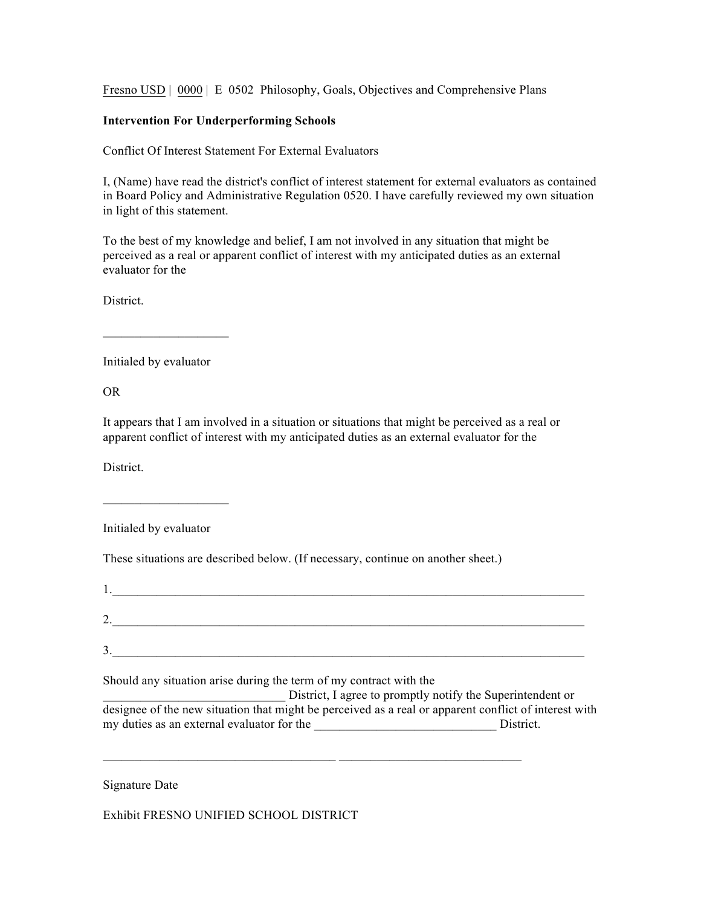Fresno USD | 0000 | E 0502 Philosophy, Goals, Objectives and Comprehensive Plans

**Intervention For Underperforming Schools**

Conflict Of Interest Statement For External Evaluators

I, (Name) have read the district's conflict of interest statement for external evaluators as contained in Board Policy and Administrative Regulation 0520. I have carefully reviewed my own situation in light of this statement.

To the best of my knowledge and belief, I am not involved in any situation that might be perceived as a real or apparent conflict of interest with my anticipated duties as an external evaluator for the

District.

____________________

Initialed by evaluator

OR

It appears that I am involved in a situation or situations that might be perceived as a real or apparent conflict of interest with my anticipated duties as an external evaluator for the

District.

____________________

Initialed by evaluator

These situations are described below. (If necessary, continue on another sheet.)

1.________________________________________________________________________________

2.________________________________________________________________________________

3.________________________________________________________________________________

Should any situation arise during the term of my contract with the ______________________________ District, I agree to promptly notify the Superintendent or designee of the new situation that might be perceived as a real or apparent conflict of interest with my duties as an external evaluator for the ______________________________ District.

_______________________________________ ______________________________

Signature Date

Exhibit FRESNO UNIFIED SCHOOL DISTRICT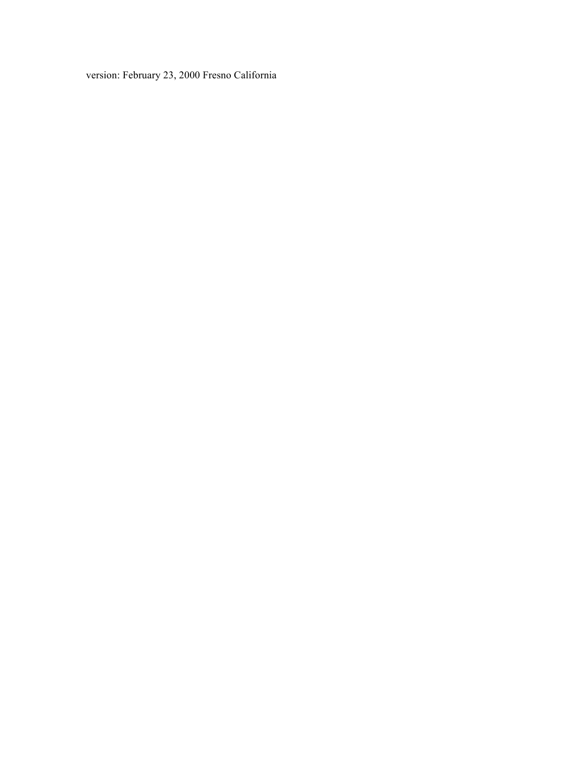version: February 23, 2000 Fresno California